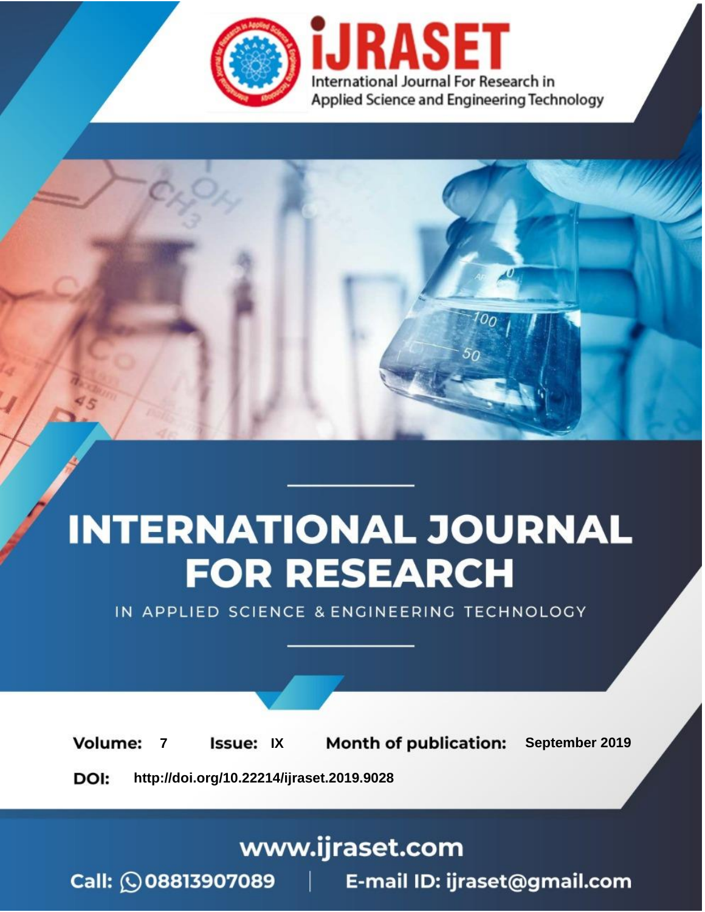# iJRASET

International Journal For Research in Applied Science and Engineering Technology

# INTERNATIONAL JOURNAL FOR RESEARCH

IN APPLIED SCIENCE & ENGINEERING TECHNOLOGY

**Volume:** 7 **Issue:** IX **Month of publication:** September 2019

**DOI:** http://doi.org/10.22214/ijraset.2019.9028

www.ijraset.com

Call: 08813907089 | E-mail ID: ijraset@gmail.com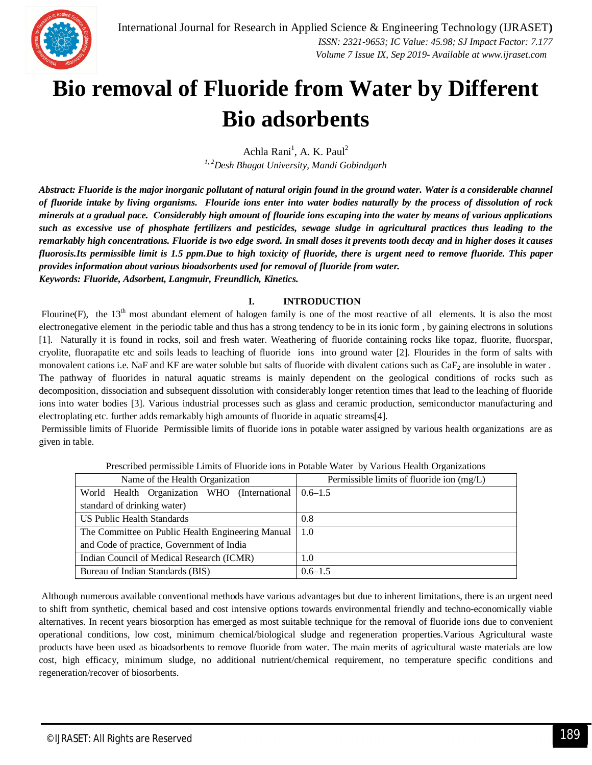# Bio removal of Fluoride from Water by Different Bio adsorbents

Achla Rani[1], A. K. Paul[2]

[1, 2]*Desh Bhagat University, Mandi Gobindgarh*

***Abstract: Fluoride is the major inorganic pollutant of natural origin found in the ground water. Water is a considerable channel of fluoride intake by living organisms. Flouride ions enter into water bodies naturally by the process of dissolution of rock minerals at a gradual pace. Considerably high amount of flouride ions escaping into the water by means of various applications such as excessive use of phosphate fertilizers and pesticides, sewage sludge in agricultural practices thus leading to the remarkably high concentrations. Fluoride is two edge sword. In small doses it prevents tooth decay and in higher doses it causes fluorosis.Its permissible limit is 1.5 ppm.Due to high toxicity of fluoride, there is urgent need to remove fluoride. This paper provides information about various bioadsorbents used for removal of fluoride from water.***

***Keywords: Fluoride, Adsorbent, Langmuir, Freundlich, Kinetics.***

## I. INTRODUCTION

Flourine(F), the 13[th] most abundant element of halogen family is one of the most reactive of all elements. It is also the most electronegative element in the periodic table and thus has a strong tendency to be in its ionic form , by gaining electrons in solutions [1]. Naturally it is found in rocks, soil and fresh water. Weathering of fluoride containing rocks like topaz, fluorite, fluorspar, cryolite, fluorapatite etc and soils leads to leaching of fluoride ions into ground water [2]. Flourides in the form of salts with monovalent cations i.e. NaF and KF are water soluble but salts of fluoride with divalent cations such as $CaF_2$ are insoluble in water . The pathway of fluorides in natural aquatic streams is mainly dependent on the geological conditions of rocks such as decomposition, dissociation and subsequent dissolution with considerably longer retention times that lead to the leaching of fluoride ions into water bodies [3]. Various industrial processes such as glass and ceramic production, semiconductor manufacturing and electroplating etc. further adds remarkably high amounts of fluoride in aquatic streams[4].

Permissible limits of Fluoride Permissible limits of fluoride ions in potable water assigned by various health organizations are as given in table.

Prescribed permissible Limits of Fluoride ions in Potable Water by Various Health Organizations

| Name of the Health Organization | Permissible limits of fluoride ion (mg/L) |
|---|---|
| World Health Organization WHO (International standard of drinking water) | 0.6–1.5 |
| US Public Health Standards | 0.8 |
| The Committee on Public Health Engineering Manual and Code of practice, Government of India | 1.0 |
| Indian Council of Medical Research (ICMR) | 1.0 |
| Bureau of Indian Standards (BIS) | 0.6–1.5 |

Although numerous available conventional methods have various advantages but due to inherent limitations, there is an urgent need to shift from synthetic, chemical based and cost intensive options towards environmental friendly and techno-economically viable alternatives. In recent years biosorption has emerged as most suitable technique for the removal of fluoride ions due to convenient operational conditions, low cost, minimum chemical/biological sludge and regeneration properties.Various Agricultural waste products have been used as bioadsorbents to remove fluoride from water. The main merits of agricultural waste materials are low cost, high efficacy, minimum sludge, no additional nutrient/chemical requirement, no temperature specific conditions and regeneration/recover of biosorbents.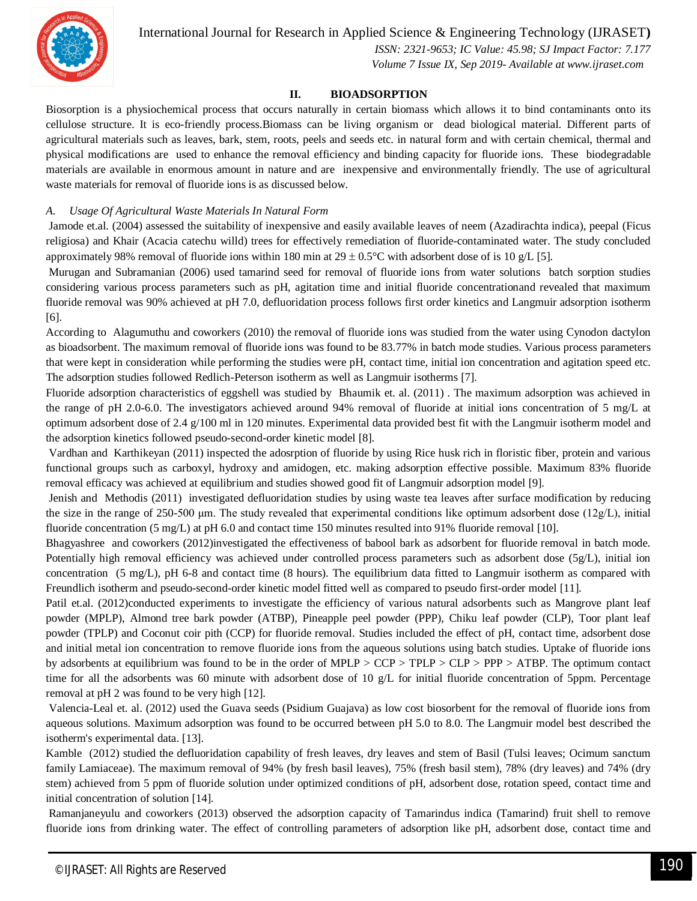## II. BIOADSORPTION

Biosorption is a physiochemical process that occurs naturally in certain biomass which allows it to bind contaminants onto its cellulose structure. It is eco-friendly process.Biomass can be living organism or dead biological material. Different parts of agricultural materials such as leaves, bark, stem, roots, peels and seeds etc. in natural form and with certain chemical, thermal and physical modifications are used to enhance the removal efficiency and binding capacity for fluoride ions. These biodegradable materials are available in enormous amount in nature and are inexpensive and environmentally friendly. The use of agricultural waste materials for removal of fluoride ions is as discussed below.

### *A. Usage Of Agricultural Waste Materials In Natural Form*

Jamode et.al. (2004) assessed the suitability of inexpensive and easily available leaves of neem (Azadirachta indica), peepal (Ficus religiosa) and Khair (Acacia catechu willd) trees for effectively remediation of fluoride-contaminated water. The study concluded approximately 98% removal of fluoride ions within 180 min at $29 \pm 0.5°C$ with adsorbent dose of is 10 g/L [5].

Murugan and Subramanian (2006) used tamarind seed for removal of fluoride ions from water solutions batch sorption studies considering various process parameters such as pH, agitation time and initial fluoride concentrationand revealed that maximum fluoride removal was 90% achieved at pH 7.0, defluoridation process follows first order kinetics and Langmuir adsorption isotherm [6].

According to Alagumuthu and coworkers (2010) the removal of fluoride ions was studied from the water using Cynodon dactylon as bioadsorbent. The maximum removal of fluoride ions was found to be 83.77% in batch mode studies. Various process parameters that were kept in consideration while performing the studies were pH, contact time, initial ion concentration and agitation speed etc. The adsorption studies followed Redlich-Peterson isotherm as well as Langmuir isotherms [7].

Fluoride adsorption characteristics of eggshell was studied by Bhaumik et. al. (2011) . The maximum adsorption was achieved in the range of pH 2.0-6.0. The investigators achieved around 94% removal of fluoride at initial ions concentration of 5 mg/L at optimum adsorbent dose of 2.4 g/100 ml in 120 minutes. Experimental data provided best fit with the Langmuir isotherm model and the adsorption kinetics followed pseudo-second-order kinetic model [8].

Vardhan and Karthikeyan (2011) inspected the adosrption of fluoride by using Rice husk rich in floristic fiber, protein and various functional groups such as carboxyl, hydroxy and amidogen, etc. making adsorption effective possible. Maximum 83% fluoride removal efficacy was achieved at equilibrium and studies showed good fit of Langmuir adsorption model [9].

Jenish and Methodis (2011) investigated defluoridation studies by using waste tea leaves after surface modification by reducing the size in the range of 250-500 μm. The study revealed that experimental conditions like optimum adsorbent dose (12g/L), initial fluoride concentration (5 mg/L) at pH 6.0 and contact time 150 minutes resulted into 91% fluoride removal [10].

Bhagyashree and coworkers (2012)investigated the effectiveness of babool bark as adsorbent for fluoride removal in batch mode. Potentially high removal efficiency was achieved under controlled process parameters such as adsorbent dose (5g/L), initial ion concentration (5 mg/L), pH 6-8 and contact time (8 hours). The equilibrium data fitted to Langmuir isotherm as compared with Freundlich isotherm and pseudo-second-order kinetic model fitted well as compared to pseudo first-order model [11].

Patil et.al. (2012)conducted experiments to investigate the efficiency of various natural adsorbents such as Mangrove plant leaf powder (MPLP), Almond tree bark powder (ATBP), Pineapple peel powder (PPP), Chiku leaf powder (CLP), Toor plant leaf powder (TPLP) and Coconut coir pith (CCP) for fluoride removal. Studies included the effect of pH, contact time, adsorbent dose and initial metal ion concentration to remove fluoride ions from the aqueous solutions using batch studies. Uptake of fluoride ions by adsorbents at equilibrium was found to be in the order of MPLP > CCP > TPLP > CLP > PPP > ATBP. The optimum contact time for all the adsorbents was 60 minute with adsorbent dose of 10 g/L for initial fluoride concentration of 5ppm. Percentage removal at pH 2 was found to be very high [12].

Valencia-Leal et. al. (2012) used the Guava seeds (Psidium Guajava) as low cost biosorbent for the removal of fluoride ions from aqueous solutions. Maximum adsorption was found to be occurred between pH 5.0 to 8.0. The Langmuir model best described the isotherm's experimental data. [13].

Kamble (2012) studied the defluoridation capability of fresh leaves, dry leaves and stem of Basil (Tulsi leaves; Ocimum sanctum family Lamiaceae). The maximum removal of 94% (by fresh basil leaves), 75% (fresh basil stem), 78% (dry leaves) and 74% (dry stem) achieved from 5 ppm of fluoride solution under optimized conditions of pH, adsorbent dose, rotation speed, contact time and initial concentration of solution [14].

Ramanjaneyulu and coworkers (2013) observed the adsorption capacity of Tamarindus indica (Tamarind) fruit shell to remove fluoride ions from drinking water. The effect of controlling parameters of adsorption like pH, adsorbent dose, contact time and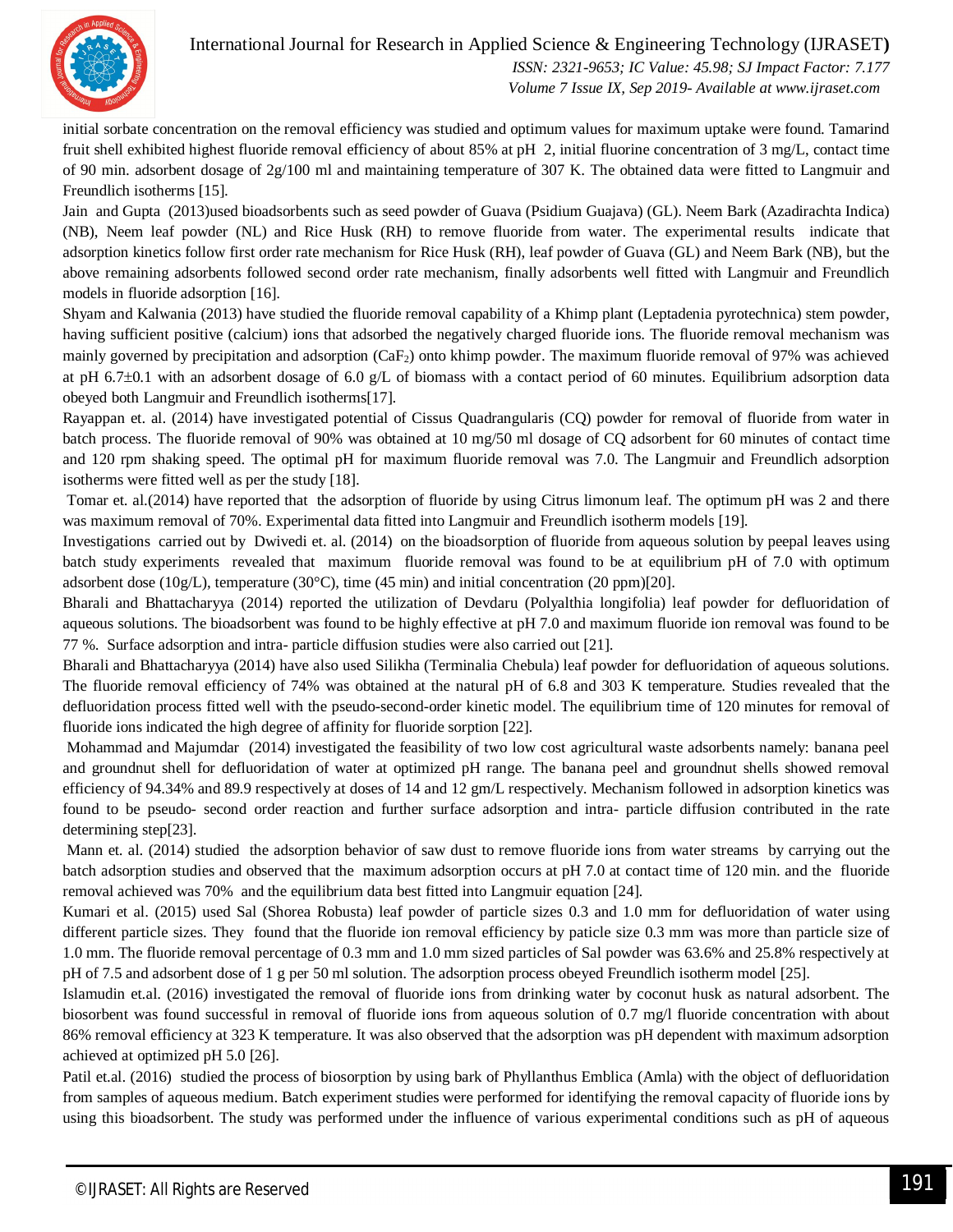initial sorbate concentration on the removal efficiency was studied and optimum values for maximum uptake were found. Tamarind fruit shell exhibited highest fluoride removal efficiency of about 85% at pH 2, initial fluorine concentration of 3 mg/L, contact time of 90 min. adsorbent dosage of 2g/100 ml and maintaining temperature of 307 K. The obtained data were fitted to Langmuir and Freundlich isotherms [15].

Jain and Gupta (2013)used bioadsorbents such as seed powder of Guava (Psidium Guajava) (GL). Neem Bark (Azadirachta Indica) (NB), Neem leaf powder (NL) and Rice Husk (RH) to remove fluoride from water. The experimental results indicate that adsorption kinetics follow first order rate mechanism for Rice Husk (RH), leaf powder of Guava (GL) and Neem Bark (NB), but the above remaining adsorbents followed second order rate mechanism, finally adsorbents well fitted with Langmuir and Freundlich models in fluoride adsorption [16].

Shyam and Kalwania (2013) have studied the fluoride removal capability of a Khimp plant (Leptadenia pyrotechnica) stem powder, having sufficient positive (calcium) ions that adsorbed the negatively charged fluoride ions. The fluoride removal mechanism was mainly governed by precipitation and adsorption ($CaF_2$) onto khimp powder. The maximum fluoride removal of 97% was achieved at pH 6.7±0.1 with an adsorbent dosage of 6.0 g/L of biomass with a contact period of 60 minutes. Equilibrium adsorption data obeyed both Langmuir and Freundlich isotherms[17].

Rayappan et. al. (2014) have investigated potential of Cissus Quadrangularis (CQ) powder for removal of fluoride from water in batch process. The fluoride removal of 90% was obtained at 10 mg/50 ml dosage of CQ adsorbent for 60 minutes of contact time and 120 rpm shaking speed. The optimal pH for maximum fluoride removal was 7.0. The Langmuir and Freundlich adsorption isotherms were fitted well as per the study [18].

Tomar et. al.(2014) have reported that the adsorption of fluoride by using Citrus limonum leaf. The optimum pH was 2 and there was maximum removal of 70%. Experimental data fitted into Langmuir and Freundlich isotherm models [19].

Investigations carried out by Dwivedi et. al. (2014) on the bioadsorption of fluoride from aqueous solution by peepal leaves using batch study experiments revealed that maximum fluoride removal was found to be at equilibrium pH of 7.0 with optimum adsorbent dose (10g/L), temperature (30°C), time (45 min) and initial concentration (20 ppm)[20].

Bharali and Bhattacharyya (2014) reported the utilization of Devdaru (Polyalthia longifolia) leaf powder for defluoridation of aqueous solutions. The bioadsorbent was found to be highly effective at pH 7.0 and maximum fluoride ion removal was found to be 77 %. Surface adsorption and intra- particle diffusion studies were also carried out [21].

Bharali and Bhattacharyya (2014) have also used Silikha (Terminalia Chebula) leaf powder for defluoridation of aqueous solutions. The fluoride removal efficiency of 74% was obtained at the natural pH of 6.8 and 303 K temperature. Studies revealed that the defluoridation process fitted well with the pseudo-second-order kinetic model. The equilibrium time of 120 minutes for removal of fluoride ions indicated the high degree of affinity for fluoride sorption [22].

Mohammad and Majumdar (2014) investigated the feasibility of two low cost agricultural waste adsorbents namely: banana peel and groundnut shell for defluoridation of water at optimized pH range. The banana peel and groundnut shells showed removal efficiency of 94.34% and 89.9 respectively at doses of 14 and 12 gm/L respectively. Mechanism followed in adsorption kinetics was found to be pseudo- second order reaction and further surface adsorption and intra- particle diffusion contributed in the rate determining step[23].

Mann et. al. (2014) studied the adsorption behavior of saw dust to remove fluoride ions from water streams by carrying out the batch adsorption studies and observed that the maximum adsorption occurs at pH 7.0 at contact time of 120 min. and the fluoride removal achieved was 70% and the equilibrium data best fitted into Langmuir equation [24].

Kumari et al. (2015) used Sal (Shorea Robusta) leaf powder of particle sizes 0.3 and 1.0 mm for defluoridation of water using different particle sizes. They found that the fluoride ion removal efficiency by paticle size 0.3 mm was more than particle size of 1.0 mm. The fluoride removal percentage of 0.3 mm and 1.0 mm sized particles of Sal powder was 63.6% and 25.8% respectively at pH of 7.5 and adsorbent dose of 1 g per 50 ml solution. The adsorption process obeyed Freundlich isotherm model [25].

Islamudin et.al. (2016) investigated the removal of fluoride ions from drinking water by coconut husk as natural adsorbent. The biosorbent was found successful in removal of fluoride ions from aqueous solution of 0.7 mg/l fluoride concentration with about 86% removal efficiency at 323 K temperature. It was also observed that the adsorption was pH dependent with maximum adsorption achieved at optimized pH 5.0 [26].

Patil et.al. (2016) studied the process of biosorption by using bark of Phyllanthus Emblica (Amla) with the object of defluoridation from samples of aqueous medium. Batch experiment studies were performed for identifying the removal capacity of fluoride ions by using this bioadsorbent. The study was performed under the influence of various experimental conditions such as pH of aqueous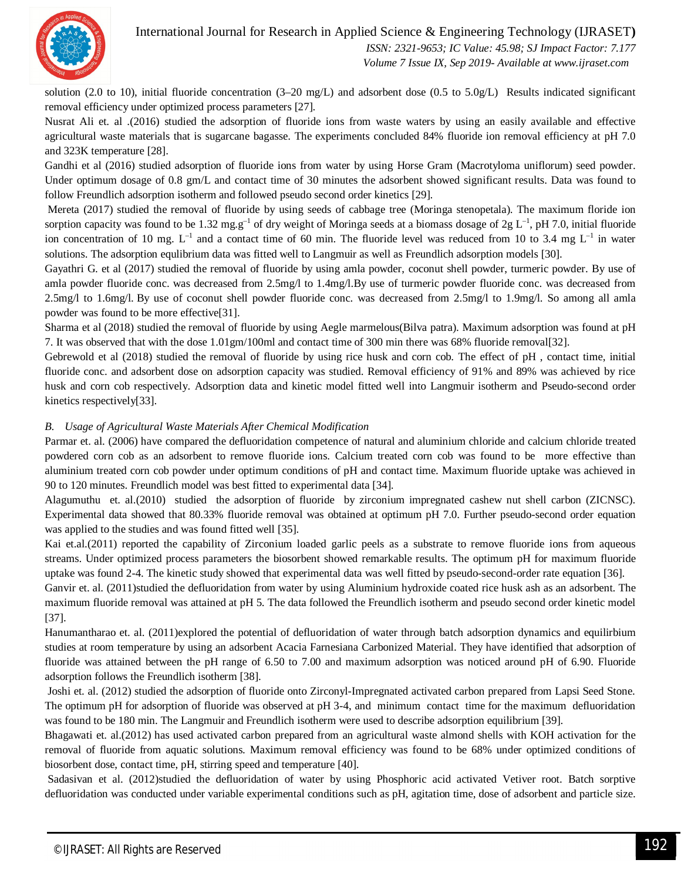solution (2.0 to 10), initial fluoride concentration (3–20 mg/L) and adsorbent dose (0.5 to 5.0g/L) Results indicated significant removal efficiency under optimized process parameters [27].

Nusrat Ali et. al .(2016) studied the adsorption of fluoride ions from waste waters by using an easily available and effective agricultural waste materials that is sugarcane bagasse. The experiments concluded 84% fluoride ion removal efficiency at pH 7.0 and 323K temperature [28].

Gandhi et al (2016) studied adsorption of fluoride ions from water by using Horse Gram (Macrotyloma uniflorum) seed powder. Under optimum dosage of 0.8 gm/L and contact time of 30 minutes the adsorbent showed significant results. Data was found to follow Freundlich adsorption isotherm and followed pseudo second order kinetics [29].

Mereta (2017) studied the removal of fluoride by using seeds of cabbage tree (Moringa stenopetala). The maximum floride ion sorption capacity was found to be 1.32 mg.$g^{-1}$ of dry weight of Moringa seeds at a biomass dosage of 2g $L^{-1}$, pH 7.0, initial fluoride ion concentration of 10 mg. $L^{-1}$ and a contact time of 60 min. The fluoride level was reduced from 10 to 3.4 mg $L^{-1}$ in water solutions. The adsorption equlibrium data was fitted well to Langmuir as well as Freundlich adsorption models [30].

Gayathri G. et al (2017) studied the removal of fluoride by using amla powder, coconut shell powder, turmeric powder. By use of amla powder fluoride conc. was decreased from 2.5mg/l to 1.4mg/l.By use of turmeric powder fluoride conc. was decreased from 2.5mg/l to 1.6mg/l. By use of coconut shell powder fluoride conc. was decreased from 2.5mg/l to 1.9mg/l. So among all amla powder was found to be more effective[31].

Sharma et al (2018) studied the removal of fluoride by using Aegle marmelous(Bilva patra). Maximum adsorption was found at pH 7. It was observed that with the dose 1.01gm/100ml and contact time of 300 min there was 68% fluoride removal[32].

Gebrewold et al (2018) studied the removal of fluoride by using rice husk and corn cob. The effect of pH , contact time, initial fluoride conc. and adsorbent dose on adsorption capacity was studied. Removal efficiency of 91% and 89% was achieved by rice husk and corn cob respectively. Adsorption data and kinetic model fitted well into Langmuir isotherm and Pseudo-second order kinetics respectively[33].

### *B. Usage of Agricultural Waste Materials After Chemical Modification*

Parmar et. al. (2006) have compared the defluoridation competence of natural and aluminium chloride and calcium chloride treated powdered corn cob as an adsorbent to remove fluoride ions. Calcium treated corn cob was found to be more effective than aluminium treated corn cob powder under optimum conditions of pH and contact time. Maximum fluoride uptake was achieved in 90 to 120 minutes. Freundlich model was best fitted to experimental data [34].

Alagumuthu et. al.(2010) studied the adsorption of fluoride by zirconium impregnated cashew nut shell carbon (ZICNSC). Experimental data showed that 80.33% fluoride removal was obtained at optimum pH 7.0. Further pseudo-second order equation was applied to the studies and was found fitted well [35].

Kai et.al.(2011) reported the capability of Zirconium loaded garlic peels as a substrate to remove fluoride ions from aqueous streams. Under optimized process parameters the biosorbent showed remarkable results. The optimum pH for maximum fluoride uptake was found 2-4. The kinetic study showed that experimental data was well fitted by pseudo-second-order rate equation [36].

Ganvir et. al. (2011)studied the defluoridation from water by using Aluminium hydroxide coated rice husk ash as an adsorbent. The maximum fluoride removal was attained at pH 5. The data followed the Freundlich isotherm and pseudo second order kinetic model [37].

Hanumantharao et. al. (2011)explored the potential of defluoridation of water through batch adsorption dynamics and equilirbium studies at room temperature by using an adsorbent Acacia Farnesiana Carbonized Material. They have identified that adsorption of fluoride was attained between the pH range of 6.50 to 7.00 and maximum adsorption was noticed around pH of 6.90. Fluoride adsorption follows the Freundlich isotherm [38].

Joshi et. al. (2012) studied the adsorption of fluoride onto Zirconyl-Impregnated activated carbon prepared from Lapsi Seed Stone. The optimum pH for adsorption of fluoride was observed at pH 3-4, and minimum contact time for the maximum defluoridation was found to be 180 min. The Langmuir and Freundlich isotherm were used to describe adsorption equilibrium [39].

Bhagawati et. al.(2012) has used activated carbon prepared from an agricultural waste almond shells with KOH activation for the removal of fluoride from aquatic solutions. Maximum removal efficiency was found to be 68% under optimized conditions of biosorbent dose, contact time, pH, stirring speed and temperature [40].

Sadasivan et al. (2012)studied the defluoridation of water by using Phosphoric acid activated Vetiver root. Batch sorptive defluoridation was conducted under variable experimental conditions such as pH, agitation time, dose of adsorbent and particle size.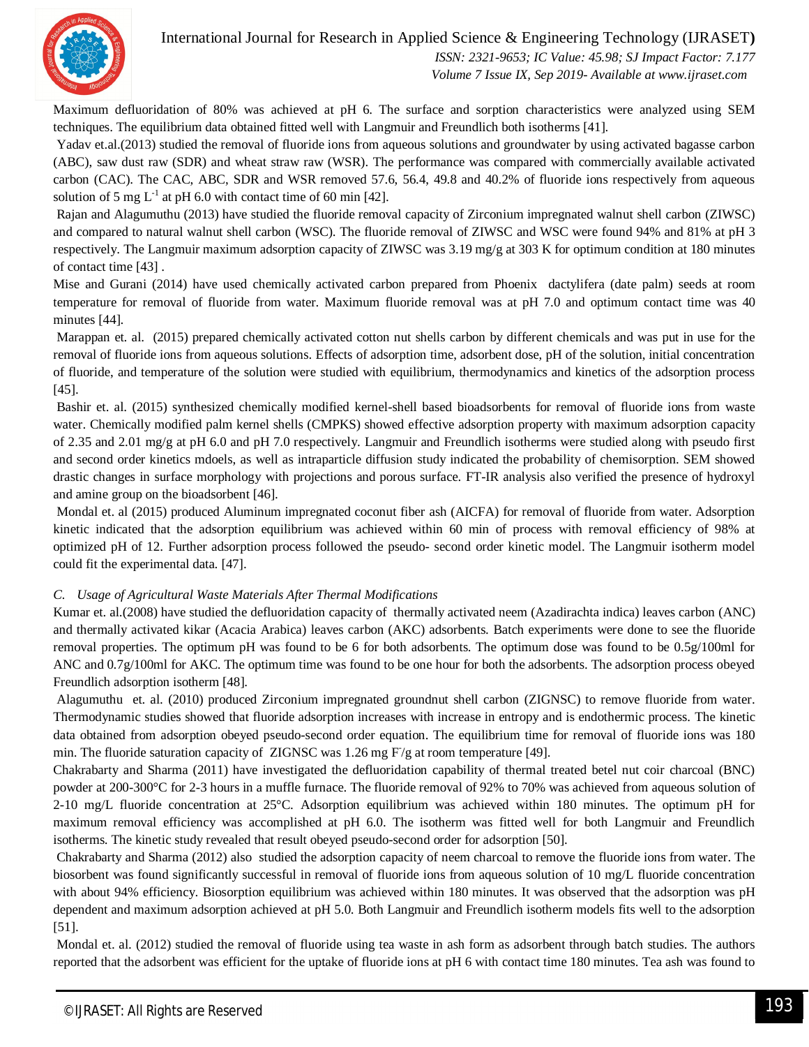Maximum defluoridation of 80% was achieved at pH 6. The surface and sorption characteristics were analyzed using SEM techniques. The equilibrium data obtained fitted well with Langmuir and Freundlich both isotherms [41].

Yadav et.al.(2013) studied the removal of fluoride ions from aqueous solutions and groundwater by using activated bagasse carbon (ABC), saw dust raw (SDR) and wheat straw raw (WSR). The performance was compared with commercially available activated carbon (CAC). The CAC, ABC, SDR and WSR removed 57.6, 56.4, 49.8 and 40.2% of fluoride ions respectively from aqueous solution of 5 mg $L^{-1}$ at pH 6.0 with contact time of 60 min [42].

Rajan and Alagumuthu (2013) have studied the fluoride removal capacity of Zirconium impregnated walnut shell carbon (ZIWSC) and compared to natural walnut shell carbon (WSC). The fluoride removal of ZIWSC and WSC were found 94% and 81% at pH 3 respectively. The Langmuir maximum adsorption capacity of ZIWSC was 3.19 mg/g at 303 K for optimum condition at 180 minutes of contact time [43] .

Mise and Gurani (2014) have used chemically activated carbon prepared from Phoenix dactylifera (date palm) seeds at room temperature for removal of fluoride from water. Maximum fluoride removal was at pH 7.0 and optimum contact time was 40 minutes [44].

Marappan et. al. (2015) prepared chemically activated cotton nut shells carbon by different chemicals and was put in use for the removal of fluoride ions from aqueous solutions. Effects of adsorption time, adsorbent dose, pH of the solution, initial concentration of fluoride, and temperature of the solution were studied with equilibrium, thermodynamics and kinetics of the adsorption process [45].

Bashir et. al. (2015) synthesized chemically modified kernel-shell based bioadsorbents for removal of fluoride ions from waste water. Chemically modified palm kernel shells (CMPKS) showed effective adsorption property with maximum adsorption capacity of 2.35 and 2.01 mg/g at pH 6.0 and pH 7.0 respectively. Langmuir and Freundlich isotherms were studied along with pseudo first and second order kinetics mdoels, as well as intraparticle diffusion study indicated the probability of chemisorption. SEM showed drastic changes in surface morphology with projections and porous surface. FT-IR analysis also verified the presence of hydroxyl and amine group on the bioadsorbent [46].

Mondal et. al (2015) produced Aluminum impregnated coconut fiber ash (AICFA) for removal of fluoride from water. Adsorption kinetic indicated that the adsorption equilibrium was achieved within 60 min of process with removal efficiency of 98% at optimized pH of 12. Further adsorption process followed the pseudo- second order kinetic model. The Langmuir isotherm model could fit the experimental data. [47].

### *C. Usage of Agricultural Waste Materials After Thermal Modifications*

Kumar et. al.(2008) have studied the defluoridation capacity of thermally activated neem (Azadirachta indica) leaves carbon (ANC) and thermally activated kikar (Acacia Arabica) leaves carbon (AKC) adsorbents. Batch experiments were done to see the fluoride removal properties. The optimum pH was found to be 6 for both adsorbents. The optimum dose was found to be 0.5g/100ml for ANC and 0.7g/100ml for AKC. The optimum time was found to be one hour for both the adsorbents. The adsorption process obeyed Freundlich adsorption isotherm [48].

Alagumuthu et. al. (2010) produced Zirconium impregnated groundnut shell carbon (ZIGNSC) to remove fluoride from water. Thermodynamic studies showed that fluoride adsorption increases with increase in entropy and is endothermic process. The kinetic data obtained from adsorption obeyed pseudo-second order equation. The equilibrium time for removal of fluoride ions was 180 min. The fluoride saturation capacity of ZIGNSC was 1.26 mg $F^{-}$/g at room temperature [49].

Chakrabarty and Sharma (2011) have investigated the defluoridation capability of thermal treated betel nut coir charcoal (BNC) powder at 200-300°C for 2-3 hours in a muffle furnace. The fluoride removal of 92% to 70% was achieved from aqueous solution of 2-10 mg/L fluoride concentration at 25°C. Adsorption equilibrium was achieved within 180 minutes. The optimum pH for maximum removal efficiency was accomplished at pH 6.0. The isotherm was fitted well for both Langmuir and Freundlich isotherms. The kinetic study revealed that result obeyed pseudo-second order for adsorption [50].

Chakrabarty and Sharma (2012) also studied the adsorption capacity of neem charcoal to remove the fluoride ions from water. The biosorbent was found significantly successful in removal of fluoride ions from aqueous solution of 10 mg/L fluoride concentration with about 94% efficiency. Biosorption equilibrium was achieved within 180 minutes. It was observed that the adsorption was pH dependent and maximum adsorption achieved at pH 5.0. Both Langmuir and Freundlich isotherm models fits well to the adsorption [51].

Mondal et. al. (2012) studied the removal of fluoride using tea waste in ash form as adsorbent through batch studies. The authors reported that the adsorbent was efficient for the uptake of fluoride ions at pH 6 with contact time 180 minutes. Tea ash was found to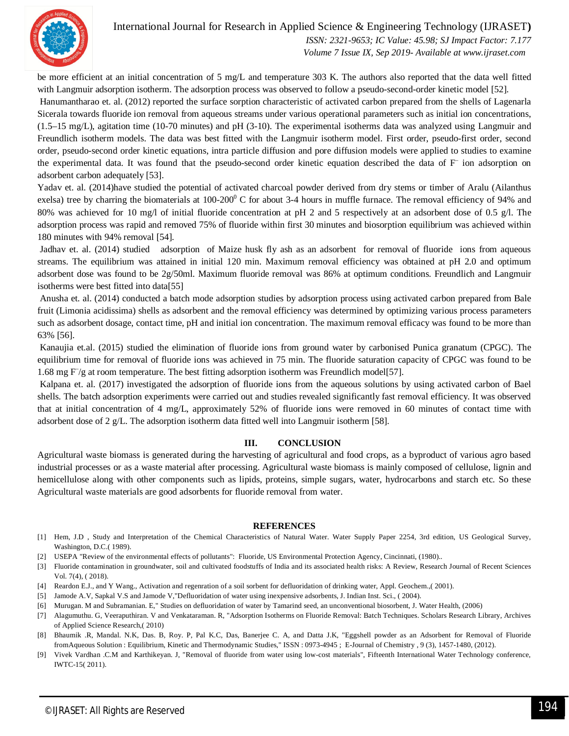be more efficient at an initial concentration of 5 mg/L and temperature 303 K. The authors also reported that the data well fitted with Langmuir adsorption isotherm. The adsorption process was observed to follow a pseudo-second-order kinetic model [52].

Hanumantharao et. al. (2012) reported the surface sorption characteristic of activated carbon prepared from the shells of Lagenarla Sicerala towards fluoride ion removal from aqueous streams under various operational parameters such as initial ion concentrations, (1.5–15 mg/L), agitation time (10-70 minutes) and pH (3-10). The experimental isotherms data was analyzed using Langmuir and Freundlich isotherm models. The data was best fitted with the Langmuir isotherm model. First order, pseudo-first order, second order, pseudo-second order kinetic equations, intra particle diffusion and pore diffusion models were applied to studies to examine the experimental data. It was found that the pseudo-second order kinetic equation described the data of $F^-$ ion adsorption on adsorbent carbon adequately [53].

Yadav et. al. (2014)have studied the potential of activated charcoal powder derived from dry stems or timber of Aralu (Ailanthus exelsa) tree by charring the biomaterials at 100-200$^0$ C for about 3-4 hours in muffle furnace. The removal efficiency of 94% and 80% was achieved for 10 mg/l of initial fluoride concentration at pH 2 and 5 respectively at an adsorbent dose of 0.5 g/l. The adsorption process was rapid and removed 75% of fluoride within first 30 minutes and biosorption equilibrium was achieved within 180 minutes with 94% removal [54].

Jadhav et. al. (2014) studied adsorption of Maize husk fly ash as an adsorbent for removal of fluoride ions from aqueous streams. The equilibrium was attained in initial 120 min. Maximum removal efficiency was obtained at pH 2.0 and optimum adsorbent dose was found to be 2g/50ml. Maximum fluoride removal was 86% at optimum conditions. Freundlich and Langmuir isotherms were best fitted into data[55]

Anusha et. al. (2014) conducted a batch mode adsorption studies by adsorption process using activated carbon prepared from Bale fruit (Limonia acidissima) shells as adsorbent and the removal efficiency was determined by optimizing various process parameters such as adsorbent dosage, contact time, pH and initial ion concentration. The maximum removal efficacy was found to be more than 63% [56].

Kanaujia et.al. (2015) studied the elimination of fluoride ions from ground water by carbonised Punica granatum (CPGC). The equilibrium time for removal of fluoride ions was achieved in 75 min. The fluoride saturation capacity of CPGC was found to be 1.68 mg $F^-$/g at room temperature. The best fitting adsorption isotherm was Freundlich model[57].

Kalpana et. al. (2017) investigated the adsorption of fluoride ions from the aqueous solutions by using activated carbon of Bael shells. The batch adsorption experiments were carried out and studies revealed significantly fast removal efficiency. It was observed that at initial concentration of 4 mg/L, approximately 52% of fluoride ions were removed in 60 minutes of contact time with adsorbent dose of 2 g/L. The adsorption isotherm data fitted well into Langmuir isotherm [58].

## III. CONCLUSION

Agricultural waste biomass is generated during the harvesting of agricultural and food crops, as a byproduct of various agro based industrial processes or as a waste material after processing. Agricultural waste biomass is mainly composed of cellulose, lignin and hemicellulose along with other components such as lipids, proteins, simple sugars, water, hydrocarbons and starch etc. So these Agricultural waste materials are good adsorbents for fluoride removal from water.

## REFERENCES

[1] Hem, J.D , Study and Interpretation of the Chemical Characteristics of Natural Water. Water Supply Paper 2254, 3rd edition, US Geological Survey, Washington, D.C.( 1989).

[2] USEPA "Review of the environmental effects of pollutants": Fluoride, US Environmental Protection Agency, Cincinnati, (1980)..

[3] Fluoride contamination in groundwater, soil and cultivated foodstuffs of India and its associated health risks: A Review, Research Journal of Recent Sciences Vol. 7(4), ( 2018).

[4] Reardon E.J., and Y Wang., Activation and regenration of a soil sorbent for defluoridation of drinking water, Appl. Geochem.,( 2001).

[5] Jamode A.V, Sapkal V.S and Jamode V,"Defluoridation of water using inexpensive adsorbents, J. Indian Inst. Sci., ( 2004).

[6] Murugan. M and Subramanian. E," Studies on defluoridation of water by Tamarind seed, an unconventional biosorbent, J. Water Health, (2006)

[7] Alagumuthu. G, Veeraputhiran. V and Venkataraman. R, "Adsorption Isotherms on Fluoride Removal: Batch Techniques. Scholars Research Library, Archives of Applied Science Research,( 2010)

[8] Bhaumik .R, Mandal. N.K, Das. B, Roy. P, Pal K.C, Das, Banerjee C. A, and Datta J.K, "Eggshell powder as an Adsorbent for Removal of Fluoride fromAqueous Solution : Equilibrium, Kinetic and Thermodynamic Studies," ISSN : 0973-4945 ; E-Journal of Chemistry , 9 (3), 1457-1480, (2012).

[9] Vivek Vardhan .C.M and Karthikeyan. J, "Removal of fluoride from water using low-cost materials", Fifteenth International Water Technology conference, IWTC-15( 2011).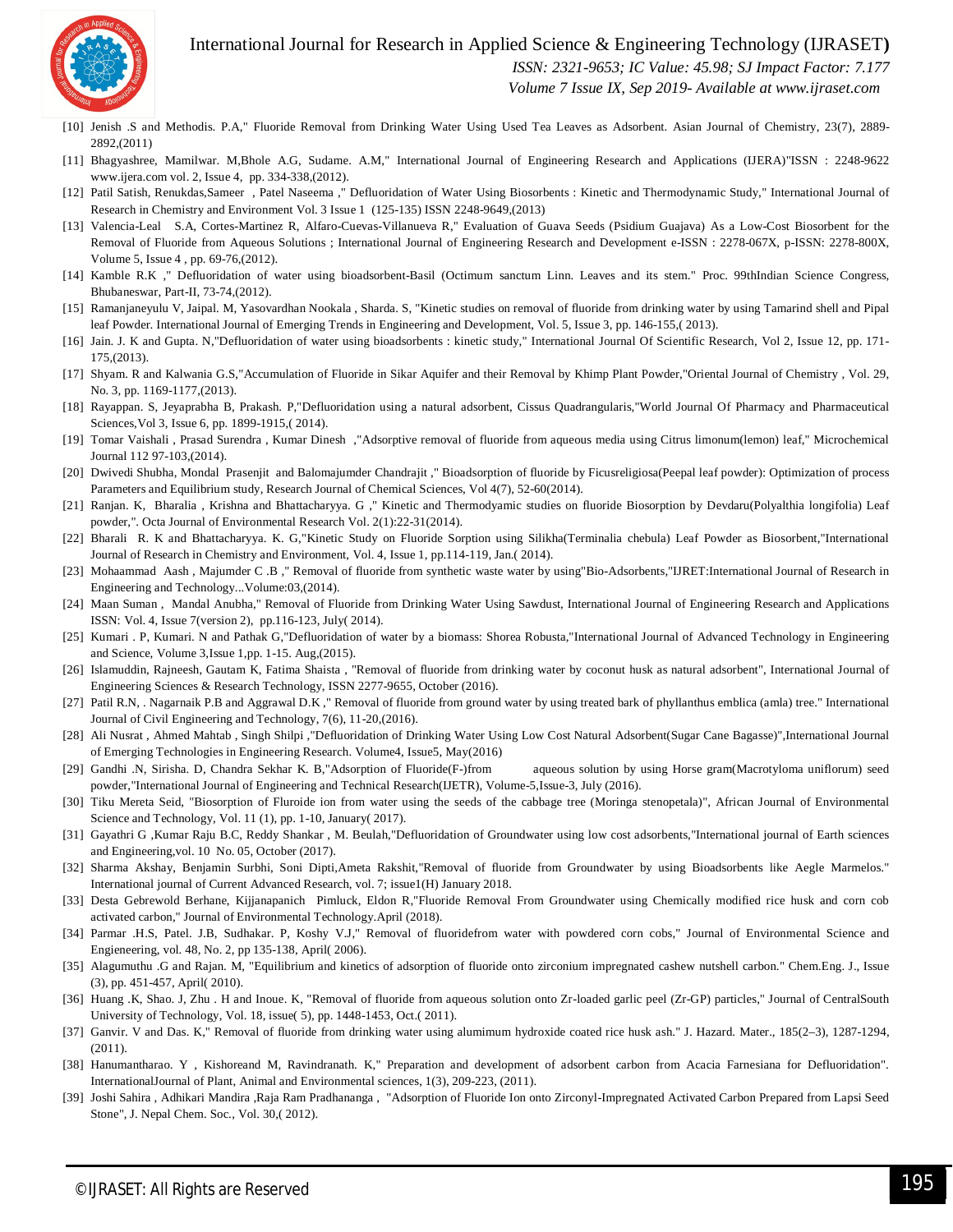[10] Jenish .S and Methodis. P.A," Fluoride Removal from Drinking Water Using Used Tea Leaves as Adsorbent. Asian Journal of Chemistry, 23(7), 2889-2892,(2011)

[11] Bhagyashree, Mamilwar. M,Bhole A.G, Sudame. A.M," International Journal of Engineering Research and Applications (IJERA)"ISSN : 2248-9622 www.ijera.com vol. 2, Issue 4, pp. 334-338,(2012).

[12] Patil Satish, Renukdas,Sameer , Patel Naseema ," Defluoridation of Water Using Biosorbents : Kinetic and Thermodynamic Study," International Journal of Research in Chemistry and Environment Vol. 3 Issue 1 (125-135) ISSN 2248-9649,(2013)

[13] Valencia-Leal S.A, Cortes-Martinez R, Alfaro-Cuevas-Villanueva R," Evaluation of Guava Seeds (Psidium Guajava) As a Low-Cost Biosorbent for the Removal of Fluoride from Aqueous Solutions ; International Journal of Engineering Research and Development e-ISSN : 2278-067X, p-ISSN: 2278-800X, Volume 5, Issue 4 , pp. 69-76,(2012).

[14] Kamble R.K ," Defluoridation of water using bioadsorbent-Basil (Octimum sanctum Linn. Leaves and its stem." Proc. 99thIndian Science Congress, Bhubaneswar, Part-II, 73-74,(2012).

[15] Ramanjaneyulu V, Jaipal. M, Yasovardhan Nookala , Sharda. S, "Kinetic studies on removal of fluoride from drinking water by using Tamarind shell and Pipal leaf Powder. International Journal of Emerging Trends in Engineering and Development, Vol. 5, Issue 3, pp. 146-155,( 2013).

[16] Jain. J. K and Gupta. N,"Defluoridation of water using bioadsorbents : kinetic study," International Journal Of Scientific Research, Vol 2, Issue 12, pp. 171-175,(2013).

[17] Shyam. R and Kalwania G.S,"Accumulation of Fluoride in Sikar Aquifer and their Removal by Khimp Plant Powder,"Oriental Journal of Chemistry , Vol. 29, No. 3, pp. 1169-1177,(2013).

[18] Rayappan. S, Jeyaprabha B, Prakash. P,"Defluoridation using a natural adsorbent, Cissus Quadrangularis,"World Journal Of Pharmacy and Pharmaceutical Sciences,Vol 3, Issue 6, pp. 1899-1915,( 2014).

[19] Tomar Vaishali , Prasad Surendra , Kumar Dinesh ,"Adsorptive removal of fluoride from aqueous media using Citrus limonum(lemon) leaf," Microchemical Journal 112 97-103,(2014).

[20] Dwivedi Shubha, Mondal Prasenjit and Balomajumder Chandrajit ," Bioadsorption of fluoride by Ficusreligiosa(Peepal leaf powder): Optimization of process Parameters and Equilibrium study, Research Journal of Chemical Sciences, Vol 4(7), 52-60(2014).

[21] Ranjan. K, Bharalia , Krishna and Bhattacharyya. G ," Kinetic and Thermodyamic studies on fluoride Biosorption by Devdaru(Polyalthia longifolia) Leaf powder,". Octa Journal of Environmental Research Vol. 2(1):22-31(2014).

[22] Bharali R. K and Bhattacharyya. K. G,"Kinetic Study on Fluoride Sorption using Silikha(Terminalia chebula) Leaf Powder as Biosorbent,"International Journal of Research in Chemistry and Environment, Vol. 4, Issue 1, pp.114-119, Jan.( 2014).

[23] Mohaammad Aash , Majumder C .B ," Removal of fluoride from synthetic waste water by using"Bio-Adsorbents,"IJRET:International Journal of Research in Engineering and Technology...Volume:03,(2014).

[24] Maan Suman , Mandal Anubha," Removal of Fluoride from Drinking Water Using Sawdust, International Journal of Engineering Research and Applications ISSN: Vol. 4, Issue 7(version 2), pp.116-123, July( 2014).

[25] Kumari . P, Kumari. N and Pathak G,"Defluoridation of water by a biomass: Shorea Robusta,"International Journal of Advanced Technology in Engineering and Science, Volume 3,Issue 1,pp. 1-15. Aug,(2015).

[26] Islamuddin, Rajneesh, Gautam K, Fatima Shaista , "Removal of fluoride from drinking water by coconut husk as natural adsorbent", International Journal of Engineering Sciences & Research Technology, ISSN 2277-9655, October (2016).

[27] Patil R.N, . Nagarnaik P.B and Aggrawal D.K ," Removal of fluoride from ground water by using treated bark of phyllanthus emblica (amla) tree." International Journal of Civil Engineering and Technology, 7(6), 11-20,(2016).

[28] Ali Nusrat , Ahmed Mahtab , Singh Shilpi ,"Defluoridation of Drinking Water Using Low Cost Natural Adsorbent(Sugar Cane Bagasse)",International Journal of Emerging Technologies in Engineering Research. Volume4, Issue5, May(2016)

[29] Gandhi .N, Sirisha. D, Chandra Sekhar K. B,"Adsorption of Fluoride(F-)from aqueous solution by using Horse gram(Macrotyloma uniflorum) seed powder,"International Journal of Engineering and Technical Research(IJETR), Volume-5,Issue-3, July (2016).

[30] Tiku Mereta Seid, "Biosorption of Fluroide ion from water using the seeds of the cabbage tree (Moringa stenopetala)", African Journal of Environmental Science and Technology, Vol. 11 (1), pp. 1-10, January( 2017).

[31] Gayathri G ,Kumar Raju B.C, Reddy Shankar , M. Beulah,"Defluoridation of Groundwater using low cost adsorbents,"International journal of Earth sciences and Engineering,vol. 10 No. 05, October (2017).

[32] Sharma Akshay, Benjamin Surbhi, Soni Dipti,Ameta Rakshit,"Removal of fluoride from Groundwater by using Bioadsorbents like Aegle Marmelos." International journal of Current Advanced Research, vol. 7; issue1(H) January 2018.

[33] Desta Gebrewold Berhane, Kijjanapanich Pimluck, Eldon R,"Fluoride Removal From Groundwater using Chemically modified rice husk and corn cob activated carbon," Journal of Environmental Technology.April (2018).

[34] Parmar .H.S, Patel. J.B, Sudhakar. P, Koshy V.J," Removal of fluoridefrom water with powdered corn cobs," Journal of Environmental Science and Engieneering, vol. 48, No. 2, pp 135-138, April( 2006).

[35] Alagumuthu .G and Rajan. M, "Equilibrium and kinetics of adsorption of fluoride onto zirconium impregnated cashew nutshell carbon." Chem.Eng. J., Issue (3), pp. 451-457, April( 2010).

[36] Huang .K, Shao. J, Zhu . H and Inoue. K, "Removal of fluoride from aqueous solution onto Zr-loaded garlic peel (Zr-GP) particles," Journal of CentralSouth University of Technology, Vol. 18, issue( 5), pp. 1448-1453, Oct.( 2011).

[37] Ganvir. V and Das. K," Removal of fluoride from drinking water using alumimum hydroxide coated rice husk ash." J. Hazard. Mater., 185(2–3), 1287-1294, (2011).

[38] Hanumantharao. Y , Kishoreand M, Ravindranath. K," Preparation and development of adsorbent carbon from Acacia Farnesiana for Defluoridation". InternationalJournal of Plant, Animal and Environmental sciences, 1(3), 209-223, (2011).

[39] Joshi Sahira , Adhikari Mandira ,Raja Ram Pradhananga , "Adsorption of Fluoride Ion onto Zirconyl-Impregnated Activated Carbon Prepared from Lapsi Seed Stone", J. Nepal Chem. Soc., Vol. 30,( 2012).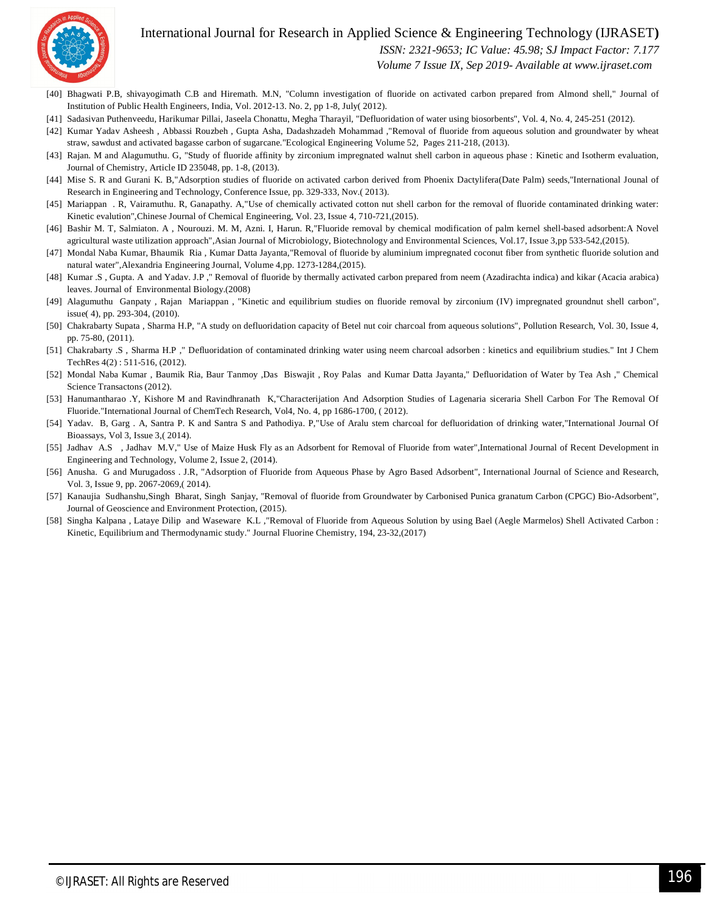[40] Bhagwati P.B, shivayogimath C.B and Hiremath. M.N, "Column investigation of fluoride on activated carbon prepared from Almond shell," Journal of Institution of Public Health Engineers, India, Vol. 2012-13. No. 2, pp 1-8, July( 2012).

[41] Sadasivan Puthenveedu, Harikumar Pillai, Jaseela Chonattu, Megha Tharayil, "Defluoridation of water using biosorbents", Vol. 4, No. 4, 245-251 (2012).

[42] Kumar Yadav Asheesh , Abbassi Rouzbeh , Gupta Asha, Dadashzadeh Mohammad ,"Removal of fluoride from aqueous solution and groundwater by wheat straw, sawdust and activated bagasse carbon of sugarcane."Ecological Engineering Volume 52, Pages 211-218, (2013).

[43] Rajan. M and Alagumuthu. G, "Study of fluoride affinity by zirconium impregnated walnut shell carbon in aqueous phase : Kinetic and Isotherm evaluation, Journal of Chemistry, Article ID 235048, pp. 1-8, (2013).

[44] Mise S. R and Gurani K. B,"Adsorption studies of fluoride on activated carbon derived from Phoenix Dactylifera(Date Palm) seeds,"International Jounal of Research in Engineering and Technology, Conference Issue, pp. 329-333, Nov.( 2013).

[45] Mariappan . R, Vairamuthu. R, Ganapathy. A,"Use of chemically activated cotton nut shell carbon for the removal of fluoride contaminated drinking water: Kinetic evalution",Chinese Journal of Chemical Engineering, Vol. 23, Issue 4, 710-721,(2015).

[46] Bashir M. T, Salmiaton. A , Nourouzi. M. M, Azni. I, Harun. R,"Fluoride removal by chemical modification of palm kernel shell-based adsorbent:A Novel agricultural waste utilization approach",Asian Journal of Microbiology, Biotechnology and Environmental Sciences, Vol.17, Issue 3,pp 533-542,(2015).

[47] Mondal Naba Kumar, Bhaumik Ria , Kumar Datta Jayanta,"Removal of fluoride by aluminium impregnated coconut fiber from synthetic fluoride solution and natural water",Alexandria Engineering Journal, Volume 4,pp. 1273-1284,(2015).

[48] Kumar .S , Gupta. A and Yadav. J.P ," Removal of fluoride by thermally activated carbon prepared from neem (Azadirachta indica) and kikar (Acacia arabica) leaves. Journal of Environmental Biology.(2008)

[49] Alagumuthu Ganpaty , Rajan Mariappan , "Kinetic and equilibrium studies on fluoride removal by zirconium (IV) impregnated groundnut shell carbon", issue( 4), pp. 293-304, (2010).

[50] Chakrabarty Supata , Sharma H.P, "A study on defluoridation capacity of Betel nut coir charcoal from aqueous solutions", Pollution Research, Vol. 30, Issue 4, pp. 75-80, (2011).

[51] Chakrabarty .S , Sharma H.P ," Defluoridation of contaminated drinking water using neem charcoal adsorben : kinetics and equilibrium studies." Int J Chem TechRes 4(2) : 511-516, (2012).

[52] Mondal Naba Kumar , Baumik Ria, Baur Tanmoy ,Das Biswajit , Roy Palas and Kumar Datta Jayanta," Defluoridation of Water by Tea Ash ," Chemical Science Transactions (2012).

[53] Hanumantharao .Y, Kishore M and Ravindhranath K,"Characterijation And Adsorption Studies of Lagenaria siceraria Shell Carbon For The Removal Of Fluoride."International Journal of ChemTech Research, Vol4, No. 4, pp 1686-1700, ( 2012).

[54] Yadav. B, Garg . A, Santra P. K and Santra S and Pathodiya. P,"Use of Aralu stem charcoal for defluoridation of drinking water,"International Journal Of Bioassays, Vol 3, Issue 3,( 2014).

[55] Jadhav A.S , Jadhav M.V," Use of Maize Husk Fly as an Adsorbent for Removal of Fluoride from water",International Journal of Recent Development in Engineering and Technology, Volume 2, Issue 2, (2014).

[56] Anusha. G and Murugadoss . J.R, "Adsorption of Fluoride from Aqueous Phase by Agro Based Adsorbent", International Journal of Science and Research, Vol. 3, Issue 9, pp. 2067-2069,( 2014).

[57] Kanaujia Sudhanshu,Singh Bharat, Singh Sanjay, "Removal of fluoride from Groundwater by Carbonised Punica granatum Carbon (CPGC) Bio-Adsorbent", Journal of Geoscience and Environment Protection, (2015).

[58] Singha Kalpana , Lataye Dilip and Waseware K.L ,"Removal of Fluoride from Aqueous Solution by using Bael (Aegle Marmelos) Shell Activated Carbon : Kinetic, Equilibrium and Thermodynamic study." Journal Fluorine Chemistry, 194, 23-32,(2017)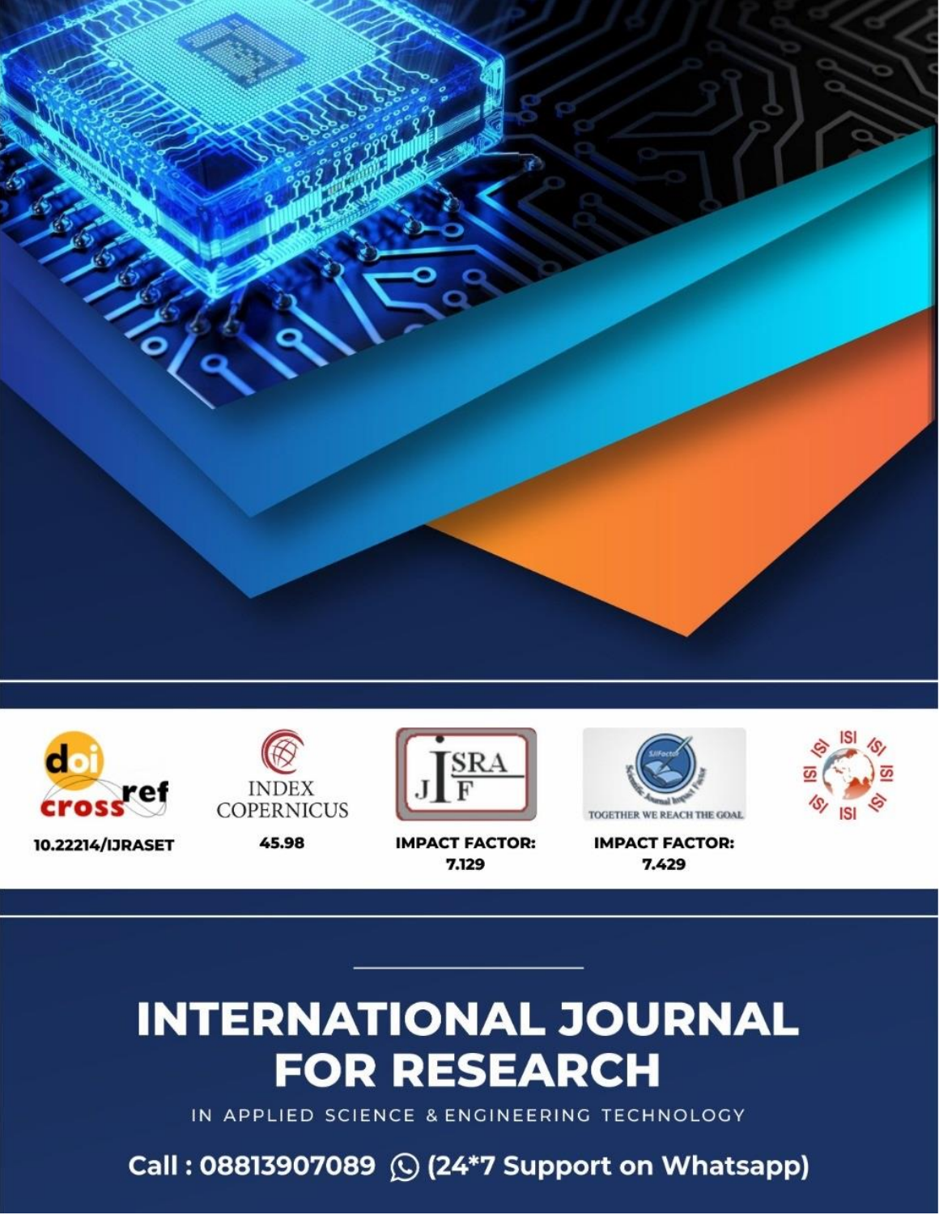10.22214/IJRASET

INDEX COPERNICUS

45.98

IMPACT FACTOR: 7.129

TOGETHER WE REACH THE GOAL

IMPACT FACTOR: 7.429

# INTERNATIONAL JOURNAL FOR RESEARCH

IN APPLIED SCIENCE & ENGINEERING TECHNOLOGY

**Call : 08813907089 (24*7 Support on Whatsapp)**